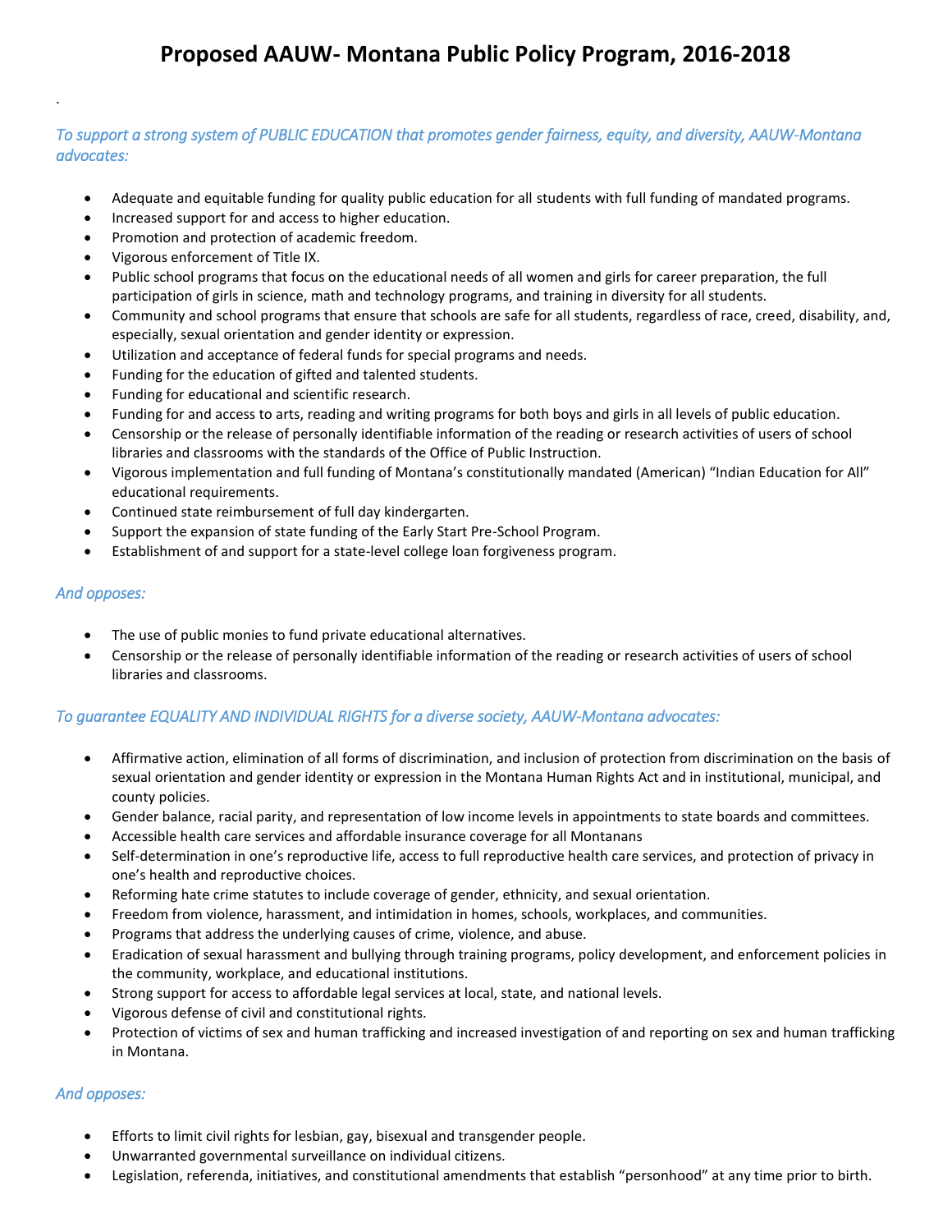# Proposed AAUW- Montana Public Policy Program, 2016-2018

.

*To support a strong system of PUBLIC EDUCATION that promotes gender fairness, equity, and diversity, AAUW-Montana advocates:*

- Adequate and equitable funding for quality public education for all students with full funding of mandated programs.
- Increased support for and access to higher education.
- Promotion and protection of academic freedom.
- Vigorous enforcement of Title IX.
- Public school programs that focus on the educational needs of all women and girls for career preparation, the full participation of girls in science, math and technology programs, and training in diversity for all students.
- Community and school programs that ensure that schools are safe for all students, regardless of race, creed, disability, and, especially, sexual orientation and gender identity or expression.
- Utilization and acceptance of federal funds for special programs and needs.
- Funding for the education of gifted and talented students.
- Funding for educational and scientific research.
- Funding for and access to arts, reading and writing programs for both boys and girls in all levels of public education.
- Censorship or the release of personally identifiable information of the reading or research activities of users of school libraries and classrooms with the standards of the Office of Public Instruction.
- Vigorous implementation and full funding of Montana's constitutionally mandated (American) "Indian Education for All" educational requirements.
- Continued state reimbursement of full day kindergarten.
- Support the expansion of state funding of the Early Start Pre-School Program.
- Establishment of and support for a state-level college loan forgiveness program.

*And opposes:*

- The use of public monies to fund private educational alternatives.
- Censorship or the release of personally identifiable information of the reading or research activities of users of school libraries and classrooms.

*To guarantee EQUALITY AND INDIVIDUAL RIGHTS for a diverse society, AAUW-Montana advocates:*

- Affirmative action, elimination of all forms of discrimination, and inclusion of protection from discrimination on the basis of sexual orientation and gender identity or expression in the Montana Human Rights Act and in institutional, municipal, and county policies.
- Gender balance, racial parity, and representation of low income levels in appointments to state boards and committees.
- Accessible health care services and affordable insurance coverage for all Montanans
- Self-determination in one's reproductive life, access to full reproductive health care services, and protection of privacy in one's health and reproductive choices.
- Reforming hate crime statutes to include coverage of gender, ethnicity, and sexual orientation.
- Freedom from violence, harassment, and intimidation in homes, schools, workplaces, and communities.
- Programs that address the underlying causes of crime, violence, and abuse.
- Eradication of sexual harassment and bullying through training programs, policy development, and enforcement policies in the community, workplace, and educational institutions.
- Strong support for access to affordable legal services at local, state, and national levels.
- Vigorous defense of civil and constitutional rights.
- Protection of victims of sex and human trafficking and increased investigation of and reporting on sex and human trafficking in Montana.

*And opposes:*

- Efforts to limit civil rights for lesbian, gay, bisexual and transgender people.
- Unwarranted governmental surveillance on individual citizens.
- Legislation, referenda, initiatives, and constitutional amendments that establish "personhood" at any time prior to birth.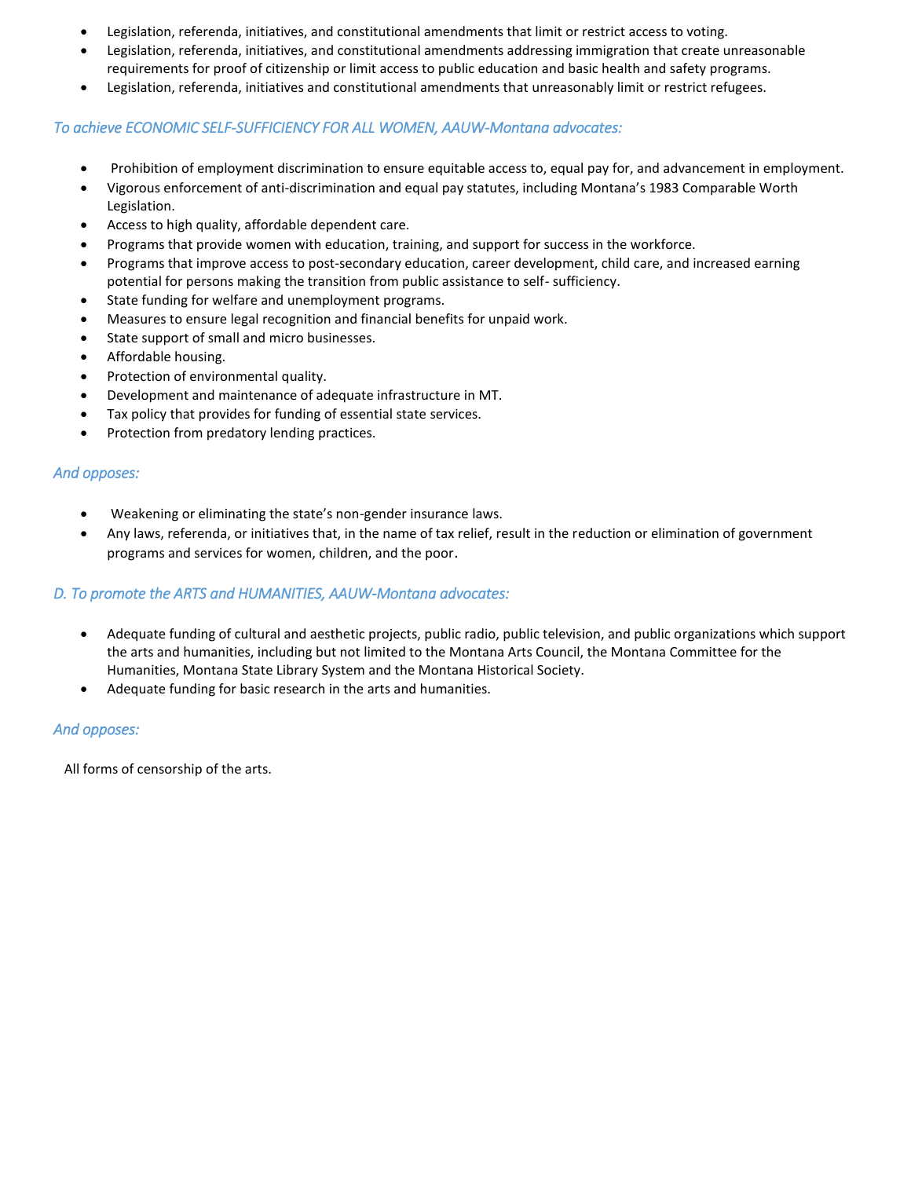- Legislation, referenda, initiatives, and constitutional amendments that limit or restrict access to voting.
- Legislation, referenda, initiatives, and constitutional amendments addressing immigration that create unreasonable requirements for proof of citizenship or limit access to public education and basic health and safety programs.
- Legislation, referenda, initiatives and constitutional amendments that unreasonably limit or restrict refugees.

*To achieve ECONOMIC SELF-SUFFICIENCY FOR ALL WOMEN, AAUW-Montana advocates:*

- Prohibition of employment discrimination to ensure equitable access to, equal pay for, and advancement in employment.
- Vigorous enforcement of anti-discrimination and equal pay statutes, including Montana's 1983 Comparable Worth Legislation.
- Access to high quality, affordable dependent care.
- Programs that provide women with education, training, and support for success in the workforce.
- Programs that improve access to post-secondary education, career development, child care, and increased earning potential for persons making the transition from public assistance to self- sufficiency.
- State funding for welfare and unemployment programs.
- Measures to ensure legal recognition and financial benefits for unpaid work.
- State support of small and micro businesses.
- Affordable housing.
- Protection of environmental quality.
- Development and maintenance of adequate infrastructure in MT.
- Tax policy that provides for funding of essential state services.
- Protection from predatory lending practices.

*And opposes:*

- Weakening or eliminating the state's non-gender insurance laws.
- Any laws, referenda, or initiatives that, in the name of tax relief, result in the reduction or elimination of government programs and services for women, children, and the poor.

*D. To promote the ARTS and HUMANITIES, AAUW-Montana advocates:*

- Adequate funding of cultural and aesthetic projects, public radio, public television, and public organizations which support the arts and humanities, including but not limited to the Montana Arts Council, the Montana Committee for the Humanities, Montana State Library System and the Montana Historical Society.
- Adequate funding for basic research in the arts and humanities.

*And opposes:*

All forms of censorship of the arts.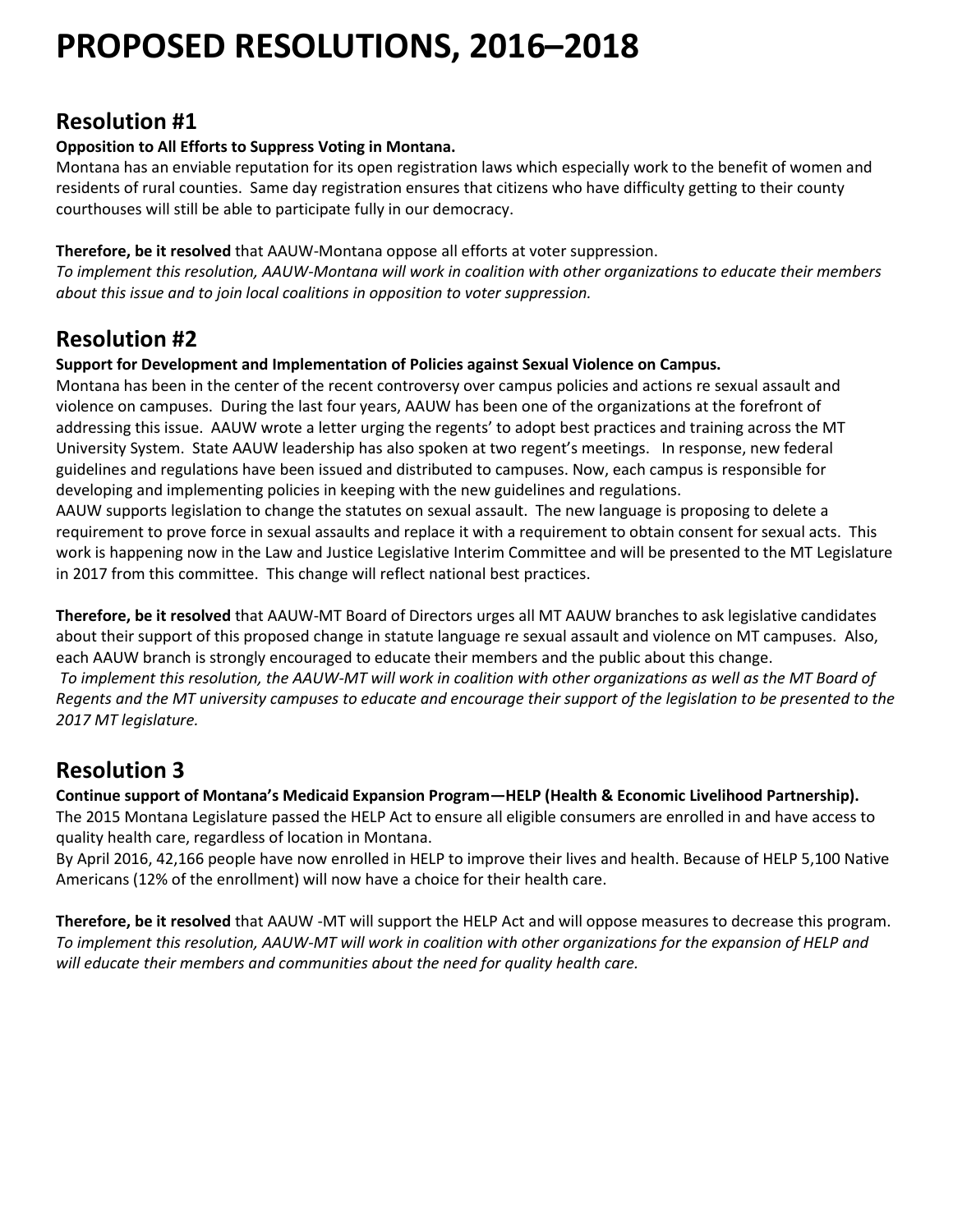# PROPOSED RESOLUTIONS, 2016–2018

## Resolution #1

**Opposition to All Efforts to Suppress Voting in Montana.**
Montana has an enviable reputation for its open registration laws which especially work to the benefit of women and residents of rural counties. Same day registration ensures that citizens who have difficulty getting to their county courthouses will still be able to participate fully in our democracy.

**Therefore, be it resolved** that AAUW-Montana oppose all efforts at voter suppression.
*To implement this resolution, AAUW-Montana will work in coalition with other organizations to educate their members about this issue and to join local coalitions in opposition to voter suppression.*

## Resolution #2

**Support for Development and Implementation of Policies against Sexual Violence on Campus.**
Montana has been in the center of the recent controversy over campus policies and actions re sexual assault and violence on campuses. During the last four years, AAUW has been one of the organizations at the forefront of addressing this issue. AAUW wrote a letter urging the regents' to adopt best practices and training across the MT University System. State AAUW leadership has also spoken at two regent's meetings. In response, new federal guidelines and regulations have been issued and distributed to campuses. Now, each campus is responsible for developing and implementing policies in keeping with the new guidelines and regulations.
AAUW supports legislation to change the statutes on sexual assault. The new language is proposing to delete a requirement to prove force in sexual assaults and replace it with a requirement to obtain consent for sexual acts. This work is happening now in the Law and Justice Legislative Interim Committee and will be presented to the MT Legislature in 2017 from this committee. This change will reflect national best practices.

**Therefore, be it resolved** that AAUW-MT Board of Directors urges all MT AAUW branches to ask legislative candidates about their support of this proposed change in statute language re sexual assault and violence on MT campuses. Also, each AAUW branch is strongly encouraged to educate their members and the public about this change.
*To implement this resolution, the AAUW-MT will work in coalition with other organizations as well as the MT Board of Regents and the MT university campuses to educate and encourage their support of the legislation to be presented to the 2017 MT legislature.*

## Resolution 3

**Continue support of Montana's Medicaid Expansion Program—HELP (Health & Economic Livelihood Partnership).**
The 2015 Montana Legislature passed the HELP Act to ensure all eligible consumers are enrolled in and have access to quality health care, regardless of location in Montana.
By April 2016, 42,166 people have now enrolled in HELP to improve their lives and health. Because of HELP 5,100 Native Americans (12% of the enrollment) will now have a choice for their health care.

**Therefore, be it resolved** that AAUW -MT will support the HELP Act and will oppose measures to decrease this program.
*To implement this resolution, AAUW-MT will work in coalition with other organizations for the expansion of HELP and will educate their members and communities about the need for quality health care.*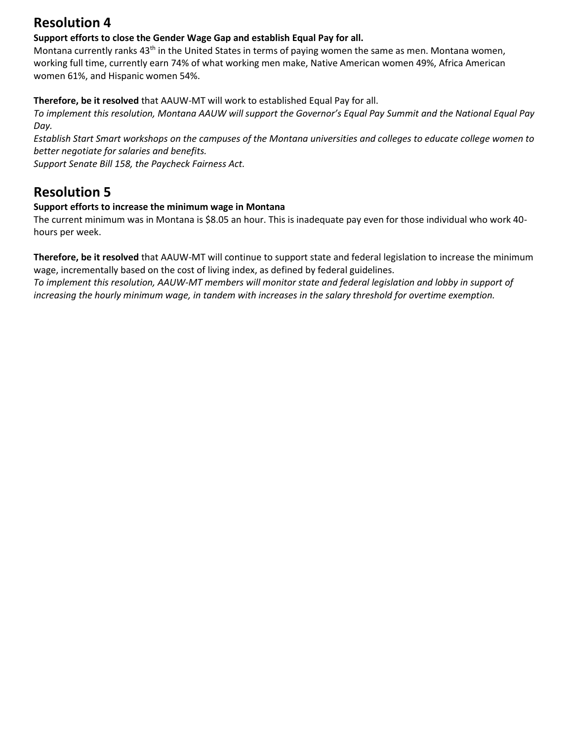# Resolution 4

**Support efforts to close the Gender Wage Gap and establish Equal Pay for all.**

Montana currently ranks 43th in the United States in terms of paying women the same as men. Montana women, working full time, currently earn 74% of what working men make, Native American women 49%, Africa American women 61%, and Hispanic women 54%.

**Therefore, be it resolved** that AAUW-MT will work to established Equal Pay for all.

*To implement this resolution, Montana AAUW will support the Governor's Equal Pay Summit and the National Equal Pay Day.*

*Establish Start Smart workshops on the campuses of the Montana universities and colleges to educate college women to better negotiate for salaries and benefits.*

*Support Senate Bill 158, the Paycheck Fairness Act.*

# Resolution 5

**Support efforts to increase the minimum wage in Montana**

The current minimum was in Montana is $8.05 an hour. This is inadequate pay even for those individual who work 40-hours per week.

**Therefore, be it resolved** that AAUW-MT will continue to support state and federal legislation to increase the minimum wage, incrementally based on the cost of living index, as defined by federal guidelines.

*To implement this resolution, AAUW-MT members will monitor state and federal legislation and lobby in support of increasing the hourly minimum wage, in tandem with increases in the salary threshold for overtime exemption.*